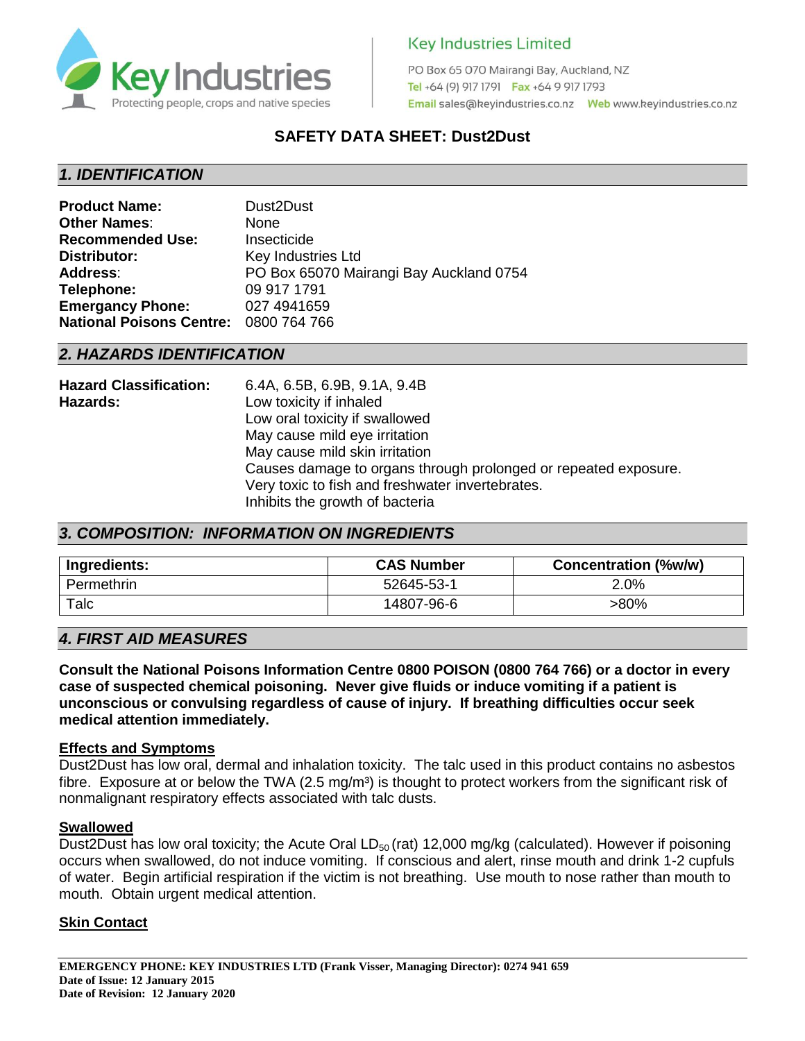Key Industries Limited

PO Box 65 070 Mairangi Bay, Auckland, NZ
Tel +64 (9) 917 1791 Fax +64 9 917 1793
Email sales@keyindustries.co.nz Web www.keyindustries.co.nz

# SAFETY DATA SHEET: Dust2Dust

## 1. IDENTIFICATION

**Product Name:** Dust2Dust
**Other Names:** None
**Recommended Use:** Insecticide
**Distributor:** Key Industries Ltd
**Address:** PO Box 65070 Mairangi Bay Auckland 0754
**Telephone:** 09 917 1791
**Emergancy Phone:** 027 4941659
**National Poisons Centre:** 0800 764 766

## 2. HAZARDS IDENTIFICATION

**Hazard Classification:** 6.4A, 6.5B, 6.9B, 9.1A, 9.4B
**Hazards:**
Low toxicity if inhaled
Low oral toxicity if swallowed
May cause mild eye irritation
May cause mild skin irritation
Causes damage to organs through prolonged or repeated exposure.
Very toxic to fish and freshwater invertebrates.
Inhibits the growth of bacteria

## 3. COMPOSITION: INFORMATION ON INGREDIENTS

| Ingredients: | CAS Number | Concentration (%w/w) |
|---|---|---|
| Permethrin | 52645-53-1 | 2.0% |
| Talc | 14807-96-6 | >80% |

## 4. FIRST AID MEASURES

**Consult the National Poisons Information Centre 0800 POISON (0800 764 766) or a doctor in every case of suspected chemical poisoning. Never give fluids or induce vomiting if a patient is unconscious or convulsing regardless of cause of injury. If breathing difficulties occur seek medical attention immediately.**

**Effects and Symptoms**

Dust2Dust has low oral, dermal and inhalation toxicity. The talc used in this product contains no asbestos fibre. Exposure at or below the TWA (2.5 mg/m³) is thought to protect workers from the significant risk of nonmalignant respiratory effects associated with talc dusts.

**Swallowed**

Dust2Dust has low oral toxicity; the Acute Oral $LD_{50}$ (rat) 12,000 mg/kg (calculated). However if poisoning occurs when swallowed, do not induce vomiting. If conscious and alert, rinse mouth and drink 1-2 cupfuls of water. Begin artificial respiration if the victim is not breathing. Use mouth to nose rather than mouth to mouth. Obtain urgent medical attention.

**Skin Contact**

EMERGENCY PHONE: KEY INDUSTRIES LTD (Frank Visser, Managing Director): 0274 941 659
Date of Issue: 12 January 2015
Date of Revision: 12 January 2020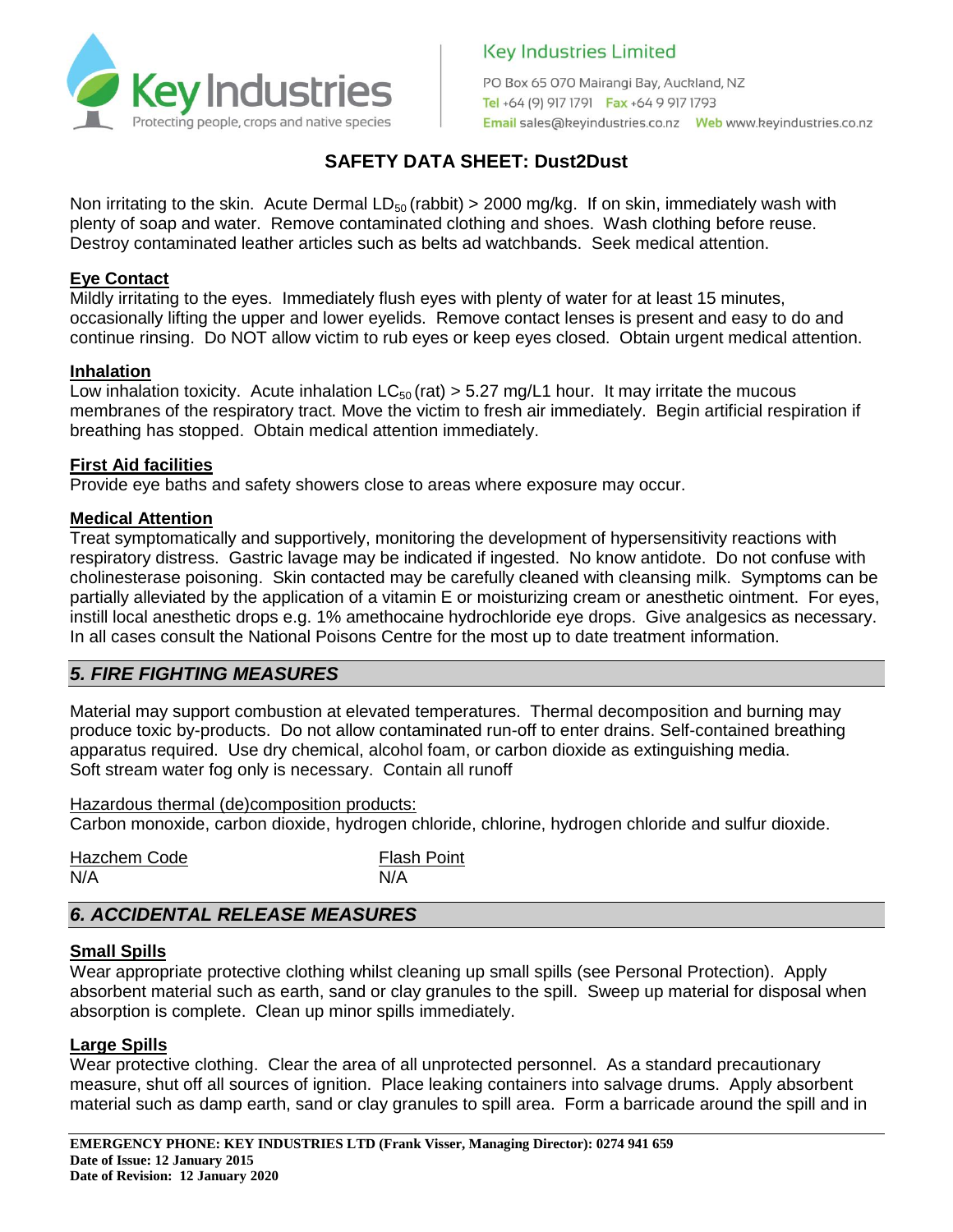Non irritating to the skin. Acute Dermal $LD_{50}$ (rabbit) > 2000 mg/kg. If on skin, immediately wash with plenty of soap and water. Remove contaminated clothing and shoes. Wash clothing before reuse. Destroy contaminated leather articles such as belts ad watchbands. Seek medical attention.

**Eye Contact**

Mildly irritating to the eyes. Immediately flush eyes with plenty of water for at least 15 minutes, occasionally lifting the upper and lower eyelids. Remove contact lenses is present and easy to do and continue rinsing. Do NOT allow victim to rub eyes or keep eyes closed. Obtain urgent medical attention.

**Inhalation**

Low inhalation toxicity. Acute inhalation $LC_{50}$ (rat) > 5.27 mg/L1 hour. It may irritate the mucous membranes of the respiratory tract. Move the victim to fresh air immediately. Begin artificial respiration if breathing has stopped. Obtain medical attention immediately.

**First Aid facilities**

Provide eye baths and safety showers close to areas where exposure may occur.

**Medical Attention**

Treat symptomatically and supportively, monitoring the development of hypersensitivity reactions with respiratory distress. Gastric lavage may be indicated if ingested. No know antidote. Do not confuse with cholinesterase poisoning. Skin contacted may be carefully cleaned with cleansing milk. Symptoms can be partially alleviated by the application of a vitamin E or moisturizing cream or anesthetic ointment. For eyes, instill local anesthetic drops e.g. 1% amethocaine hydrochloride eye drops. Give analgesics as necessary. In all cases consult the National Poisons Centre for the most up to date treatment information.

## *5. FIRE FIGHTING MEASURES*

Material may support combustion at elevated temperatures. Thermal decomposition and burning may produce toxic by-products. Do not allow contaminated run-off to enter drains. Self-contained breathing apparatus required. Use dry chemical, alcohol foam, or carbon dioxide as extinguishing media. Soft stream water fog only is necessary. Contain all runoff

Hazardous thermal (de)composition products:
Carbon monoxide, carbon dioxide, hydrogen chloride, chlorine, hydrogen chloride and sulfur dioxide.

| Hazchem Code | Flash Point |
| --- | --- |
| N/A | N/A |

## *6. ACCIDENTAL RELEASE MEASURES*

**Small Spills**

Wear appropriate protective clothing whilst cleaning up small spills (see Personal Protection). Apply absorbent material such as earth, sand or clay granules to the spill. Sweep up material for disposal when absorption is complete. Clean up minor spills immediately.

**Large Spills**

Wear protective clothing. Clear the area of all unprotected personnel. As a standard precautionary measure, shut off all sources of ignition. Place leaking containers into salvage drums. Apply absorbent material such as damp earth, sand or clay granules to spill area. Form a barricade around the spill and in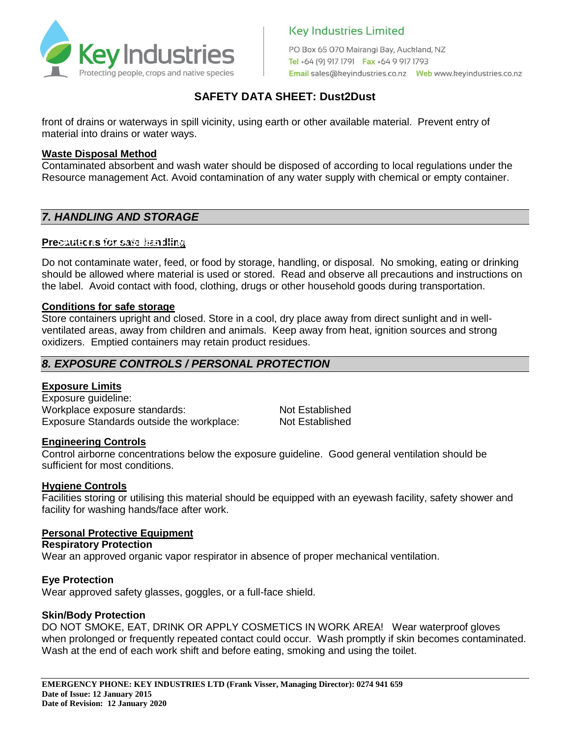front of drains or waterways in spill vicinity, using earth or other available material. Prevent entry of material into drains or water ways.

**Waste Disposal Method**

Contaminated absorbent and wash water should be disposed of according to local regulations under the Resource management Act. Avoid contamination of any water supply with chemical or empty container.

## *7. HANDLING AND STORAGE*

**Precautions for safe handling**

Do not contaminate water, feed, or food by storage, handling, or disposal. No smoking, eating or drinking should be allowed where material is used or stored. Read and observe all precautions and instructions on the label. Avoid contact with food, clothing, drugs or other household goods during transportation.

**Conditions for safe storage**

Store containers upright and closed. Store in a cool, dry place away from direct sunlight and in well-ventilated areas, away from children and animals. Keep away from heat, ignition sources and strong oxidizers. Emptied containers may retain product residues.

## *8. EXPOSURE CONTROLS / PERSONAL PROTECTION*

**Exposure Limits**

Exposure guideline:

| | |
|---|---|
| Workplace exposure standards: | Not Established |
| Exposure Standards outside the workplace: | Not Established |

**Engineering Controls**

Control airborne concentrations below the exposure guideline. Good general ventilation should be sufficient for most conditions.

**Hygiene Controls**

Facilities storing or utilising this material should be equipped with an eyewash facility, safety shower and facility for washing hands/face after work.

**Personal Protective Equipment**

**Respiratory Protection**

Wear an approved organic vapor respirator in absence of proper mechanical ventilation.

**Eye Protection**

Wear approved safety glasses, goggles, or a full-face shield.

**Skin/Body Protection**

DO NOT SMOKE, EAT, DRINK OR APPLY COSMETICS IN WORK AREA! Wear waterproof gloves when prolonged or frequently repeated contact could occur. Wash promptly if skin becomes contaminated. Wash at the end of each work shift and before eating, smoking and using the toilet.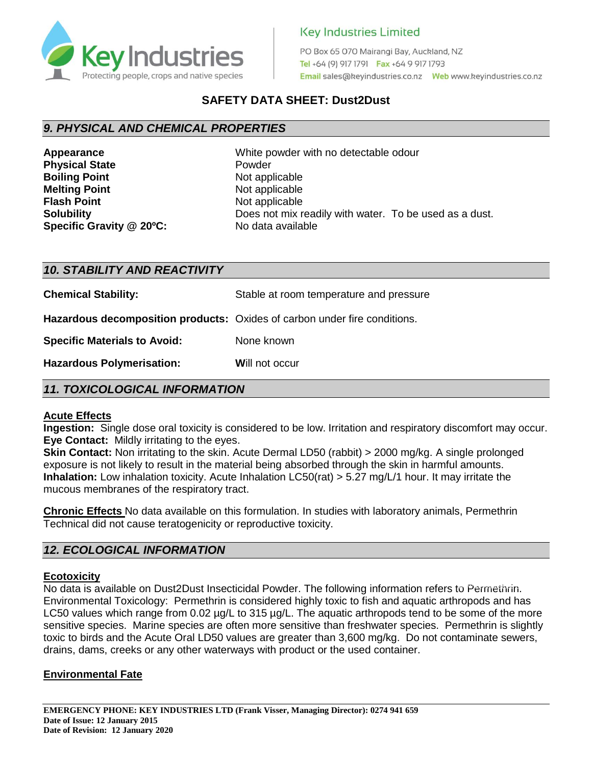**Key Industries Limited**

PO Box 65 070 Mairangi Bay, Auckland, NZ
Tel +64 (9) 917 1791 Fax +64 9 917 1793
Email sales@keyindustries.co.nz Web www.keyindustries.co.nz

Key Industries — Protecting people, crops and native species

## SAFETY DATA SHEET: Dust2Dust

## *9. PHYSICAL AND CHEMICAL PROPERTIES*

| | |
|---|---|
| **Appearance** | White powder with no detectable odour |
| **Physical State** | Powder |
| **Boiling Point** | Not applicable |
| **Melting Point** | Not applicable |
| **Flash Point** | Not applicable |
| **Solubility** | Does not mix readily with water. To be used as a dust. |
| **Specific Gravity @ 20ºC:** | No data available |

## *10. STABILITY AND REACTIVITY*

| | |
|---|---|
| **Chemical Stability:** | Stable at room temperature and pressure |
| **Hazardous decomposition products:** | Oxides of carbon under fire conditions. |
| **Specific Materials to Avoid:** | None known |
| **Hazardous Polymerisation:** | Will not occur |

## *11. TOXICOLOGICAL INFORMATION*

**Acute Effects**

**Ingestion:** Single dose oral toxicity is considered to be low. Irritation and respiratory discomfort may occur.
**Eye Contact:** Mildly irritating to the eyes.
**Skin Contact:** Non irritating to the skin. Acute Dermal LD50 (rabbit) > 2000 mg/kg. A single prolonged exposure is not likely to result in the material being absorbed through the skin in harmful amounts.
**Inhalation:** Low inhalation toxicity. Acute Inhalation LC50(rat) > 5.27 mg/L/1 hour. It may irritate the mucous membranes of the respiratory tract.

**Chronic Effects** No data available on this formulation. In studies with laboratory animals, Permethrin Technical did not cause teratogenicity or reproductive toxicity.

## *12. ECOLOGICAL INFORMATION*

**Ecotoxicity**

No data is available on Dust2Dust Insecticidal Powder. The following information refers to Permethrin. Environmental Toxicology: Permethrin is considered highly toxic to fish and aquatic arthropods and has LC50 values which range from 0.02 µg/L to 315 µg/L. The aquatic arthropods tend to be some of the more sensitive species. Marine species are often more sensitive than freshwater species. Permethrin is slightly toxic to birds and the Acute Oral LD50 values are greater than 3,600 mg/kg. Do not contaminate sewers, drains, dams, creeks or any other waterways with product or the used container.

**Environmental Fate**

**EMERGENCY PHONE: KEY INDUSTRIES LTD (Frank Visser, Managing Director): 0274 941 659**
**Date of Issue: 12 January 2015**
**Date of Revision: 12 January 2020**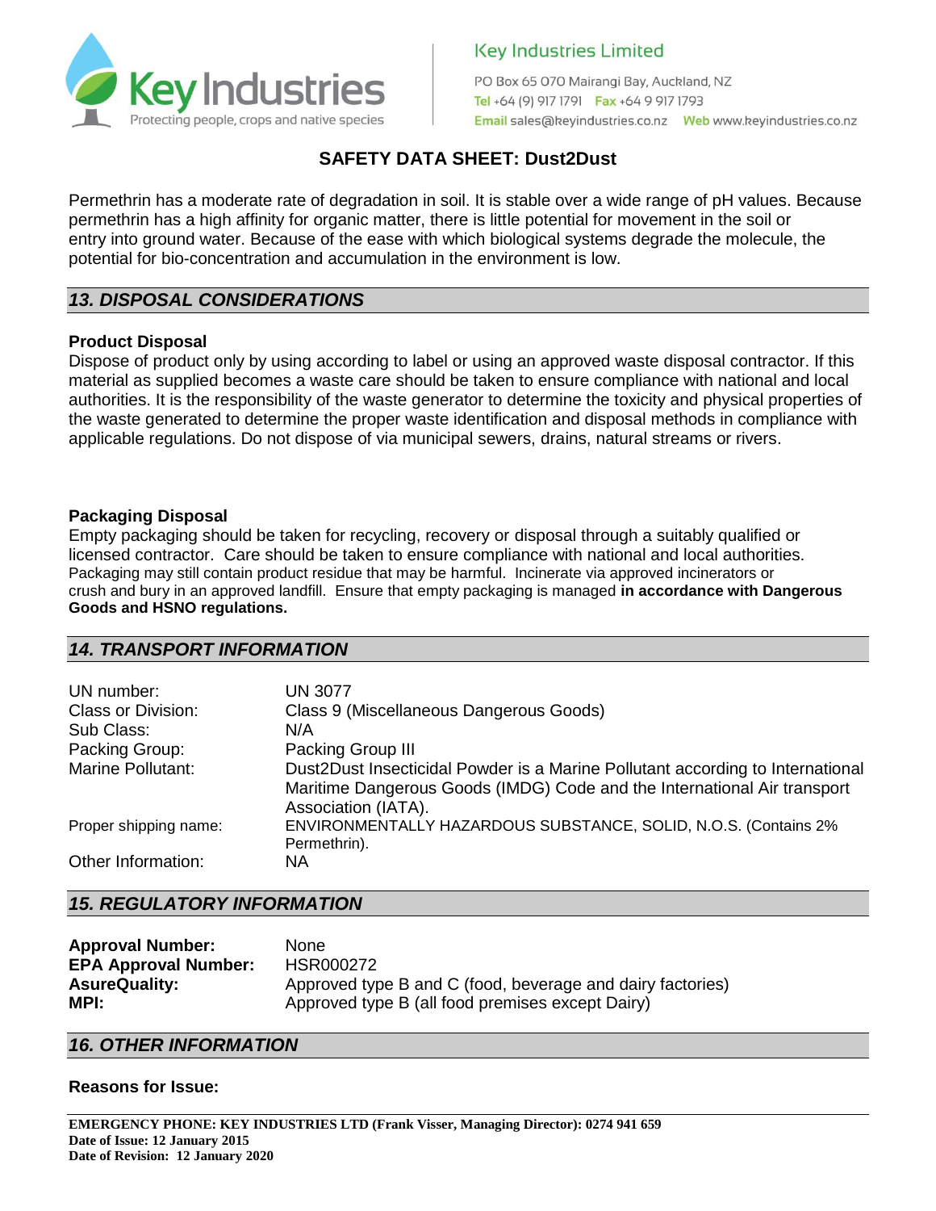**SAFETY DATA SHEET: Dust2Dust**

Permethrin has a moderate rate of degradation in soil. It is stable over a wide range of pH values. Because permethrin has a high affinity for organic matter, there is little potential for movement in the soil or entry into ground water. Because of the ease with which biological systems degrade the molecule, the potential for bio-concentration and accumulation in the environment is low.

## *13. DISPOSAL CONSIDERATIONS*

**Product Disposal**

Dispose of product only by using according to label or using an approved waste disposal contractor. If this material as supplied becomes a waste care should be taken to ensure compliance with national and local authorities. It is the responsibility of the waste generator to determine the toxicity and physical properties of the waste generated to determine the proper waste identification and disposal methods in compliance with applicable regulations. Do not dispose of via municipal sewers, drains, natural streams or rivers.

**Packaging Disposal**

Empty packaging should be taken for recycling, recovery or disposal through a suitably qualified or licensed contractor. Care should be taken to ensure compliance with national and local authorities. Packaging may still contain product residue that may be harmful. Incinerate via approved incinerators or crush and bury in an approved landfill. Ensure that empty packaging is managed **in accordance with Dangerous Goods and HSNO regulations.**

## *14. TRANSPORT INFORMATION*

| | |
|---|---|
| UN number: | UN 3077 |
| Class or Division: | Class 9 (Miscellaneous Dangerous Goods) |
| Sub Class: | N/A |
| Packing Group: | Packing Group III |
| Marine Pollutant: | Dust2Dust Insecticidal Powder is a Marine Pollutant according to International Maritime Dangerous Goods (IMDG) Code and the International Air transport Association (IATA). |
| Proper shipping name: | ENVIRONMENTALLY HAZARDOUS SUBSTANCE, SOLID, N.O.S. (Contains 2% Permethrin). |
| Other Information: | NA |

## *15. REGULATORY INFORMATION*

| | |
|---|---|
| **Approval Number:** | None |
| **EPA Approval Number:** | HSR000272 |
| **AsureQuality:** | Approved type B and C (food, beverage and dairy factories) |
| **MPI:** | Approved type B (all food premises except Dairy) |

## *16. OTHER INFORMATION*

**Reasons for Issue:**

**EMERGENCY PHONE: KEY INDUSTRIES LTD (Frank Visser, Managing Director): 0274 941 659**
**Date of Issue: 12 January 2015**
**Date of Revision: 12 January 2020**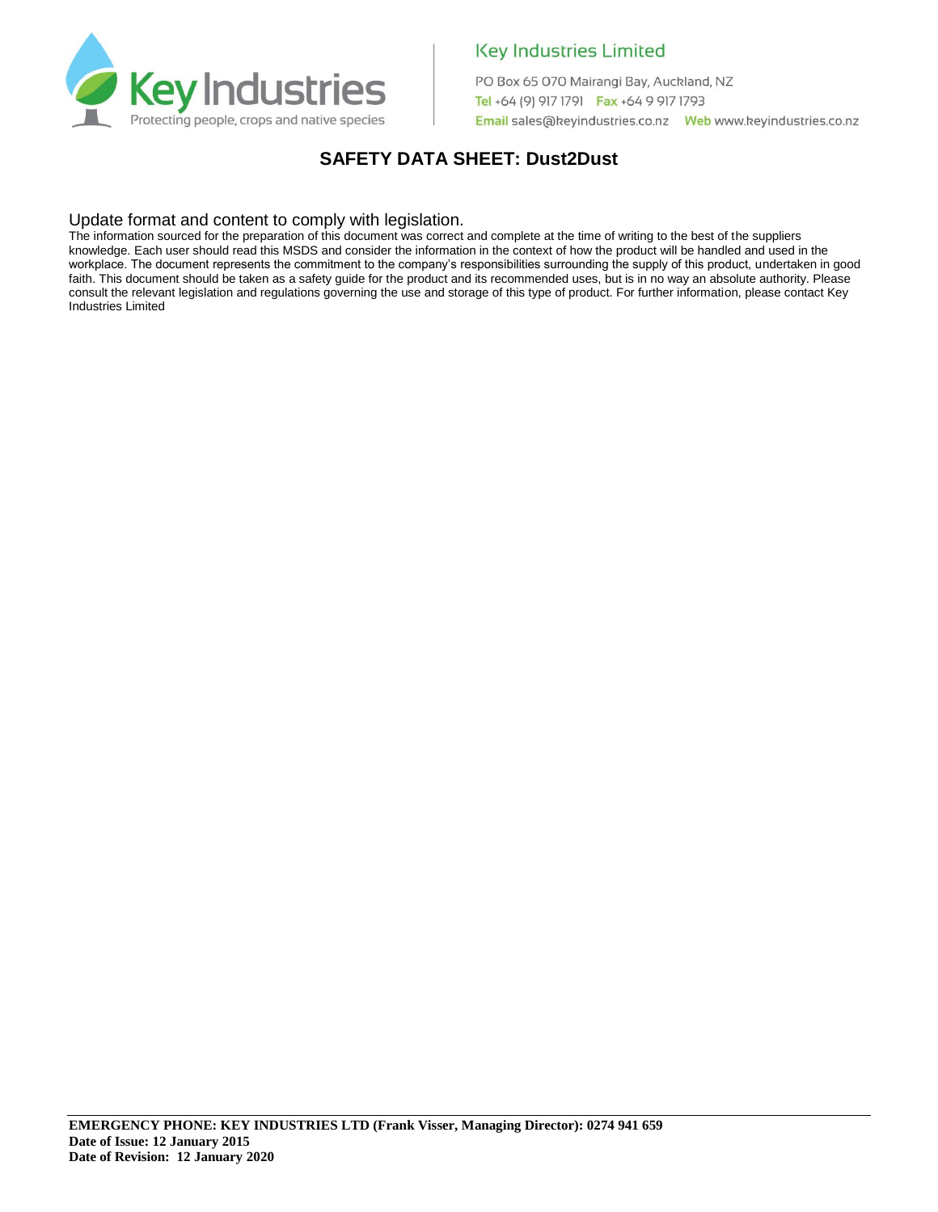# SAFETY DATA SHEET: Dust2Dust

Update format and content to comply with legislation.

The information sourced for the preparation of this document was correct and complete at the time of writing to the best of the suppliers knowledge. Each user should read this MSDS and consider the information in the context of how the product will be handled and used in the workplace. The document represents the commitment to the company's responsibilities surrounding the supply of this product, undertaken in good faith. This document should be taken as a safety guide for the product and its recommended uses, but is in no way an absolute authority. Please consult the relevant legislation and regulations governing the use and storage of this type of product. For further information, please contact Key Industries Limited